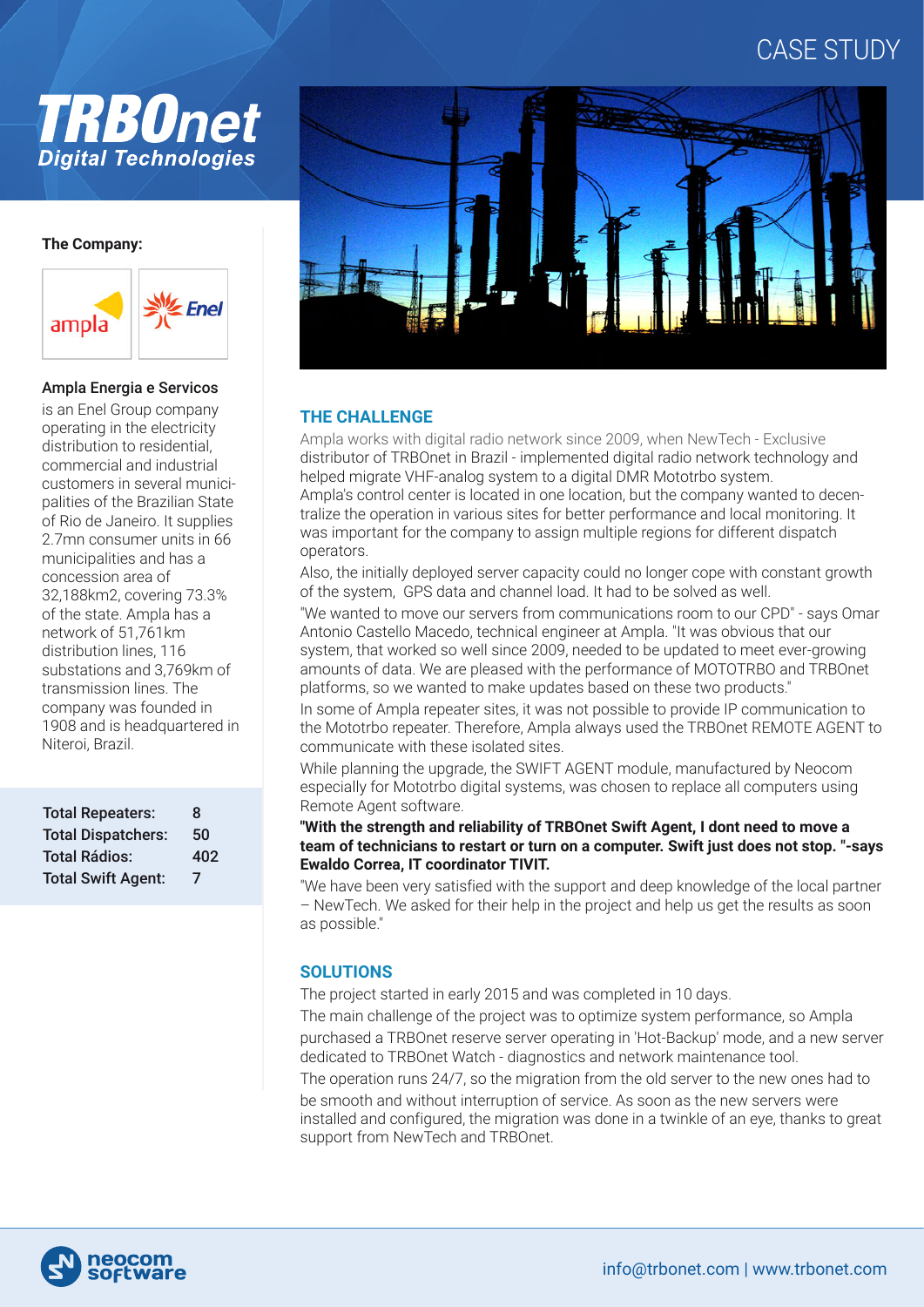# CASE STUDY

TRBOnet Digital Technologies

**The Company:**

ampla | Enel

**Ampla Energia e Servicos** is an Enel Group company operating in the electricity distribution to residential, commercial and industrial customers in several municipalities of the Brazilian State of Rio de Janeiro. It supplies 2.7mn consumer units in 66 municipalities and has a concession area of 32,188km2, covering 73.3% of the state. Ampla has a network of 51,761km distribution lines, 116 substations and 3,769km of transmission lines. The company was founded in 1908 and is headquartered in Niteroi, Brazil.

| | |
|---|---|
| **Total Repeaters:** | 8 |
| **Total Dispatchers:** | 50 |
| **Total Rádios:** | 402 |
| **Total Swift Agent:** | 7 |

## THE CHALLENGE

Ampla works with digital radio network since 2009, when NewTech - Exclusive distributor of TRBOnet in Brazil - implemented digital radio network technology and helped migrate VHF-analog system to a digital DMR Mototrbo system.

Ampla's control center is located in one location, but the company wanted to decentralize the operation in various sites for better performance and local monitoring. It was important for the company to assign multiple regions for different dispatch operators.

Also, the initially deployed server capacity could no longer cope with constant growth of the system, GPS data and channel load. It had to be solved as well.

"We wanted to move our servers from communications room to our CPD" - says Omar Antonio Castello Macedo, technical engineer at Ampla. "It was obvious that our system, that worked so well since 2009, needed to be updated to meet ever-growing amounts of data. We are pleased with the performance of MOTOTRBO and TRBOnet platforms, so we wanted to make updates based on these two products."

In some of Ampla repeater sites, it was not possible to provide IP communication to the Mototrbo repeater. Therefore, Ampla always used the TRBOnet REMOTE AGENT to communicate with these isolated sites.

While planning the upgrade, the SWIFT AGENT module, manufactured by Neocom especially for Mototrbo digital systems, was chosen to replace all computers using Remote Agent software.

**"With the strength and reliability of TRBOnet Swift Agent, I dont need to move a team of technicians to restart or turn on a computer. Swift just does not stop. "-says Ewaldo Correa, IT coordinator TIVIT.**

"We have been very satisfied with the support and deep knowledge of the local partner – NewTech. We asked for their help in the project and help us get the results as soon as possible."

## SOLUTIONS

The project started in early 2015 and was completed in 10 days.

The main challenge of the project was to optimize system performance, so Ampla purchased a TRBOnet reserve server operating in 'Hot-Backup' mode, and a new server dedicated to TRBOnet Watch - diagnostics and network maintenance tool.

The operation runs 24/7, so the migration from the old server to the new ones had to be smooth and without interruption of service. As soon as the new servers were installed and configured, the migration was done in a twinkle of an eye, thanks to great support from NewTech and TRBOnet.

neocom software

info@trbonet.com | www.trbonet.com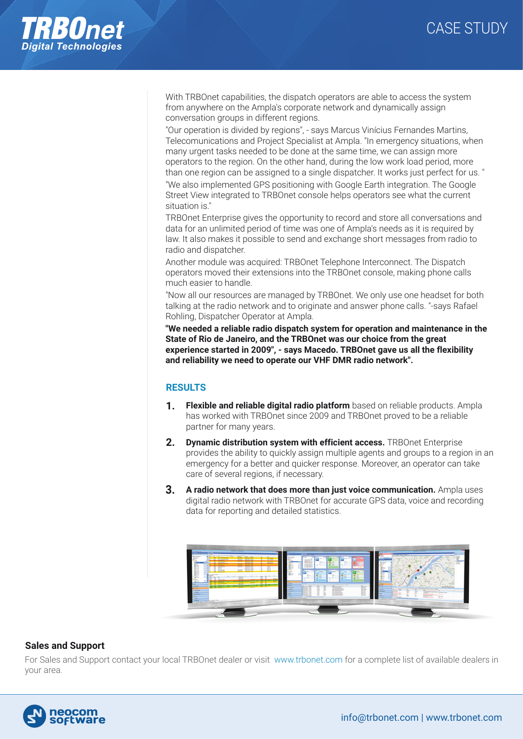With TRBOnet capabilities, the dispatch operators are able to access the system from anywhere on the Ampla's corporate network and dynamically assign conversation groups in different regions.

"Our operation is divided by regions", - says Marcus Vinícius Fernandes Martins, Telecomunications and Project Specialist at Ampla. "In emergency situations, when many urgent tasks needed to be done at the same time, we can assign more operators to the region. On the other hand, during the low work load period, more than one region can be assigned to a single dispatcher. It works just perfect for us. "

"We also implemented GPS positioning with Google Earth integration. The Google Street View integrated to TRBOnet console helps operators see what the current situation is."

TRBOnet Enterprise gives the opportunity to record and store all conversations and data for an unlimited period of time was one of Ampla's needs as it is required by law. It also makes it possible to send and exchange short messages from radio to radio and dispatcher.

Another module was acquired: TRBOnet Telephone Interconnect. The Dispatch operators moved their extensions into the TRBOnet console, making phone calls much easier to handle.

"Now all our resources are managed by TRBOnet. We only use one headset for both talking at the radio network and to originate and answer phone calls. "-says Rafael Rohling, Dispatcher Operator at Ampla.

**"We needed a reliable radio dispatch system for operation and maintenance in the State of Rio de Janeiro, and the TRBOnet was our choice from the great experience started in 2009", - says Macedo. TRBOnet gave us all the flexibility and reliability we need to operate our VHF DMR radio network".**

## RESULTS

1. **Flexible and reliable digital radio platform** based on reliable products. Ampla has worked with TRBOnet since 2009 and TRBOnet proved to be a reliable partner for many years.
2. **Dynamic distribution system with efficient access.** TRBOnet Enterprise provides the ability to quickly assign multiple agents and groups to a region in an emergency for a better and quicker response. Moreover, an operator can take care of several regions, if necessary.
3. **A radio network that does more than just voice communication.** Ampla uses digital radio network with TRBOnet for accurate GPS data, voice and recording data for reporting and detailed statistics.

### Sales and Support

For Sales and Support contact your local TRBOnet dealer or visit www.trbonet.com for a complete list of available dealers in your area.

info@trbonet.com | www.trbonet.com